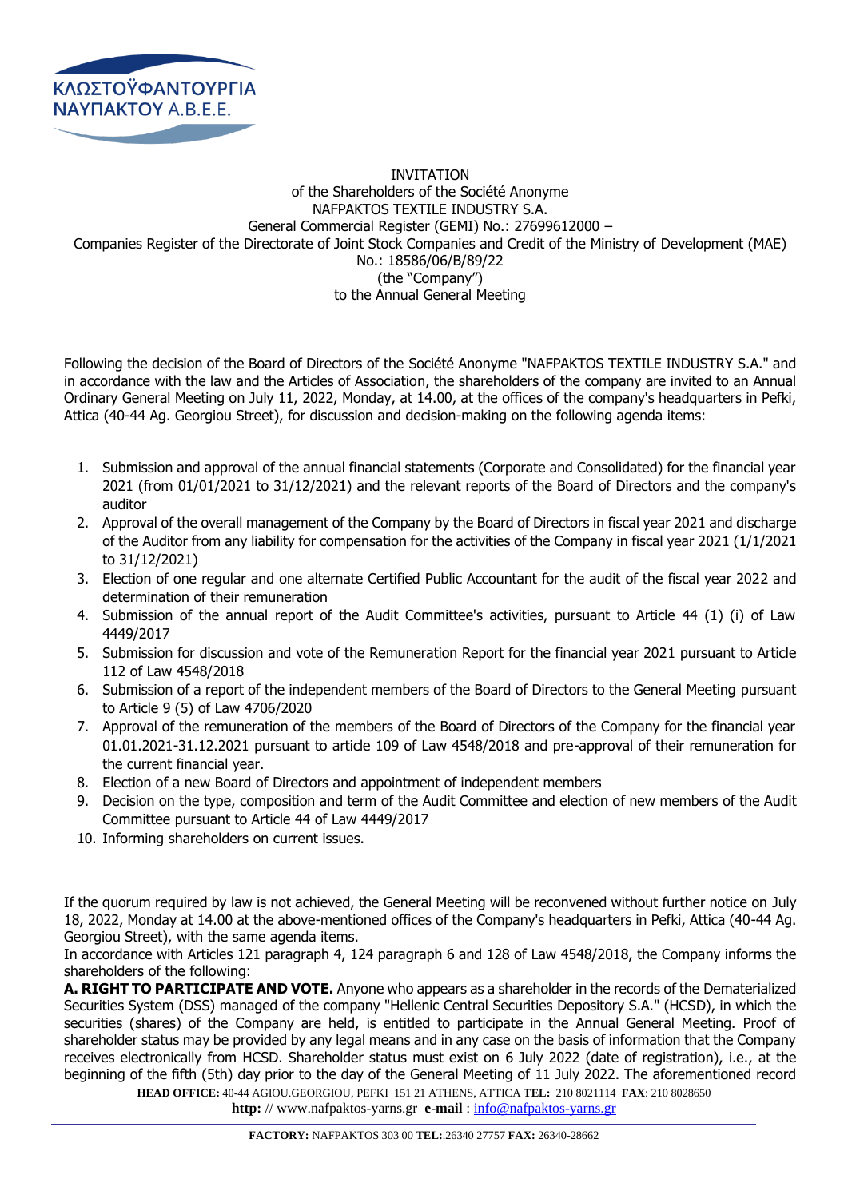ΚΛΩΣΤΟΫΦΑΝΤΟΥΡΓΙΑ
ΝΑΥΠΑΚΤΟΥ Α.Β.Ε.Ε.

INVITATION
of the Shareholders of the Société Anonyme
NAFPAKTOS TEXTILE INDUSTRY S.A.
General Commercial Register (GEMI) No.: 27699612000 –
Companies Register of the Directorate of Joint Stock Companies and Credit of the Ministry of Development (MAE) No.: 18586/06/B/89/22
(the "Company")
to the Annual General Meeting

Following the decision of the Board of Directors of the Société Anonyme "NAFPAKTOS TEXTILE INDUSTRY S.A." and in accordance with the law and the Articles of Association, the shareholders of the company are invited to an Annual Ordinary General Meeting on July 11, 2022, Monday, at 14.00, at the offices of the company's headquarters in Pefki, Attica (40-44 Ag. Georgiou Street), for discussion and decision-making on the following agenda items:

1. Submission and approval of the annual financial statements (Corporate and Consolidated) for the financial year 2021 (from 01/01/2021 to 31/12/2021) and the relevant reports of the Board of Directors and the company's auditor
2. Approval of the overall management of the Company by the Board of Directors in fiscal year 2021 and discharge of the Auditor from any liability for compensation for the activities of the Company in fiscal year 2021 (1/1/2021 to 31/12/2021)
3. Election of one regular and one alternate Certified Public Accountant for the audit of the fiscal year 2022 and determination of their remuneration
4. Submission of the annual report of the Audit Committee's activities, pursuant to Article 44 (1) (i) of Law 4449/2017
5. Submission for discussion and vote of the Remuneration Report for the financial year 2021 pursuant to Article 112 of Law 4548/2018
6. Submission of a report of the independent members of the Board of Directors to the General Meeting pursuant to Article 9 (5) of Law 4706/2020
7. Approval of the remuneration of the members of the Board of Directors of the Company for the financial year 01.01.2021-31.12.2021 pursuant to article 109 of Law 4548/2018 and pre-approval of their remuneration for the current financial year.
8. Election of a new Board of Directors and appointment of independent members
9. Decision on the type, composition and term of the Audit Committee and election of new members of the Audit Committee pursuant to Article 44 of Law 4449/2017
10. Informing shareholders on current issues.

If the quorum required by law is not achieved, the General Meeting will be reconvened without further notice on July 18, 2022, Monday at 14.00 at the above-mentioned offices of the Company's headquarters in Pefki, Attica (40-44 Ag. Georgiou Street), with the same agenda items.
In accordance with Articles 121 paragraph 4, 124 paragraph 6 and 128 of Law 4548/2018, the Company informs the shareholders of the following:

**A. RIGHT TO PARTICIPATE AND VOTE.** Anyone who appears as a shareholder in the records of the Dematerialized Securities System (DSS) managed of the company "Hellenic Central Securities Depository S.A." (HCSD), in which the securities (shares) of the Company are held, is entitled to participate in the Annual General Meeting. Proof of shareholder status may be provided by any legal means and in any case on the basis of information that the Company receives electronically from HCSD. Shareholder status must exist on 6 July 2022 (date of registration), i.e., at the beginning of the fifth (5th) day prior to the day of the General Meeting of 11 July 2022. The aforementioned record

**HEAD OFFICE:** 40-44 AGIOU.GEORGIOU, PEFKI 151 21 ATHENS, ATTICA **TEL:** 210 8021114 **FAX**: 210 8028650
**http:** // www.nafpaktos-yarns.gr **e-mail** : info@nafpaktos-yarns.gr

**FACTORY:** NAFPAKTOS 303 00 **TEL:**.26340 27757 **FAX:** 26340-28662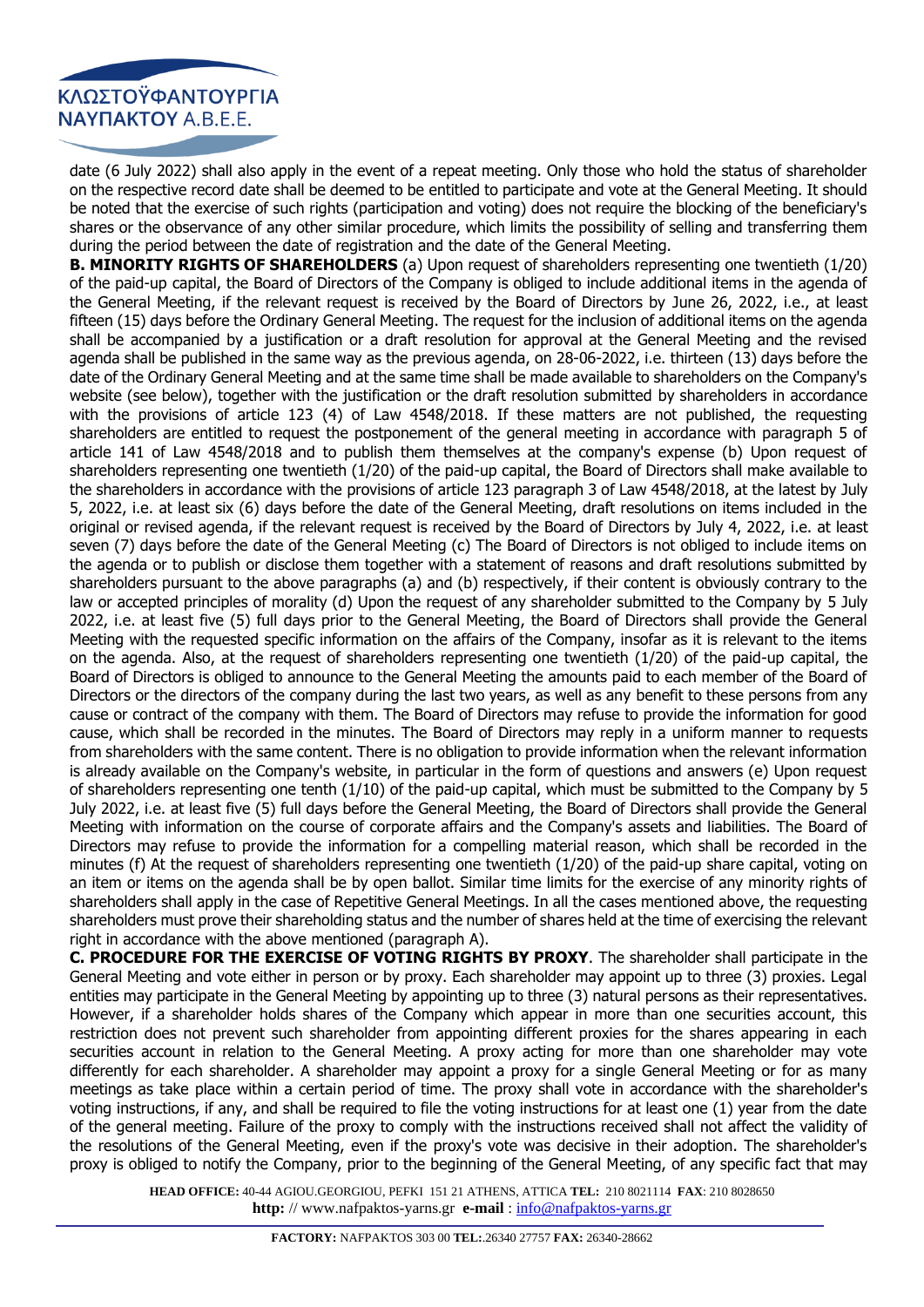date (6 July 2022) shall also apply in the event of a repeat meeting. Only those who hold the status of shareholder on the respective record date shall be deemed to be entitled to participate and vote at the General Meeting. It should be noted that the exercise of such rights (participation and voting) does not require the blocking of the beneficiary's shares or the observance of any other similar procedure, which limits the possibility of selling and transferring them during the period between the date of registration and the date of the General Meeting.

**B. MINORITY RIGHTS OF SHAREHOLDERS** (a) Upon request of shareholders representing one twentieth (1/20) of the paid-up capital, the Board of Directors of the Company is obliged to include additional items in the agenda of the General Meeting, if the relevant request is received by the Board of Directors by June 26, 2022, i.e., at least fifteen (15) days before the Ordinary General Meeting. The request for the inclusion of additional items on the agenda shall be accompanied by a justification or a draft resolution for approval at the General Meeting and the revised agenda shall be published in the same way as the previous agenda, on 28-06-2022, i.e. thirteen (13) days before the date of the Ordinary General Meeting and at the same time shall be made available to shareholders on the Company's website (see below), together with the justification or the draft resolution submitted by shareholders in accordance with the provisions of article 123 (4) of Law 4548/2018. If these matters are not published, the requesting shareholders are entitled to request the postponement of the general meeting in accordance with paragraph 5 of article 141 of Law 4548/2018 and to publish them themselves at the company's expense (b) Upon request of shareholders representing one twentieth (1/20) of the paid-up capital, the Board of Directors shall make available to the shareholders in accordance with the provisions of article 123 paragraph 3 of Law 4548/2018, at the latest by July 5, 2022, i.e. at least six (6) days before the date of the General Meeting, draft resolutions on items included in the original or revised agenda, if the relevant request is received by the Board of Directors by July 4, 2022, i.e. at least seven (7) days before the date of the General Meeting (c) The Board of Directors is not obliged to include items on the agenda or to publish or disclose them together with a statement of reasons and draft resolutions submitted by shareholders pursuant to the above paragraphs (a) and (b) respectively, if their content is obviously contrary to the law or accepted principles of morality (d) Upon the request of any shareholder submitted to the Company by 5 July 2022, i.e. at least five (5) full days prior to the General Meeting, the Board of Directors shall provide the General Meeting with the requested specific information on the affairs of the Company, insofar as it is relevant to the items on the agenda. Also, at the request of shareholders representing one twentieth (1/20) of the paid-up capital, the Board of Directors is obliged to announce to the General Meeting the amounts paid to each member of the Board of Directors or the directors of the company during the last two years, as well as any benefit to these persons from any cause or contract of the company with them. The Board of Directors may refuse to provide the information for good cause, which shall be recorded in the minutes. The Board of Directors may reply in a uniform manner to requests from shareholders with the same content. There is no obligation to provide information when the relevant information is already available on the Company's website, in particular in the form of questions and answers (e) Upon request of shareholders representing one tenth (1/10) of the paid-up capital, which must be submitted to the Company by 5 July 2022, i.e. at least five (5) full days before the General Meeting, the Board of Directors shall provide the General Meeting with information on the course of corporate affairs and the Company's assets and liabilities. The Board of Directors may refuse to provide the information for a compelling material reason, which shall be recorded in the minutes (f) At the request of shareholders representing one twentieth (1/20) of the paid-up share capital, voting on an item or items on the agenda shall be by open ballot. Similar time limits for the exercise of any minority rights of shareholders shall apply in the case of Repetitive General Meetings. In all the cases mentioned above, the requesting shareholders must prove their shareholding status and the number of shares held at the time of exercising the relevant right in accordance with the above mentioned (paragraph A).

**C. PROCEDURE FOR THE EXERCISE OF VOTING RIGHTS BY PROXY**. The shareholder shall participate in the General Meeting and vote either in person or by proxy. Each shareholder may appoint up to three (3) proxies. Legal entities may participate in the General Meeting by appointing up to three (3) natural persons as their representatives. However, if a shareholder holds shares of the Company which appear in more than one securities account, this restriction does not prevent such shareholder from appointing different proxies for the shares appearing in each securities account in relation to the General Meeting. A proxy acting for more than one shareholder may vote differently for each shareholder. A shareholder may appoint a proxy for a single General Meeting or for as many meetings as take place within a certain period of time. The proxy shall vote in accordance with the shareholder's voting instructions, if any, and shall be required to file the voting instructions for at least one (1) year from the date of the general meeting. Failure of the proxy to comply with the instructions received shall not affect the validity of the resolutions of the General Meeting, even if the proxy's vote was decisive in their adoption. The shareholder's proxy is obliged to notify the Company, prior to the beginning of the General Meeting, of any specific fact that may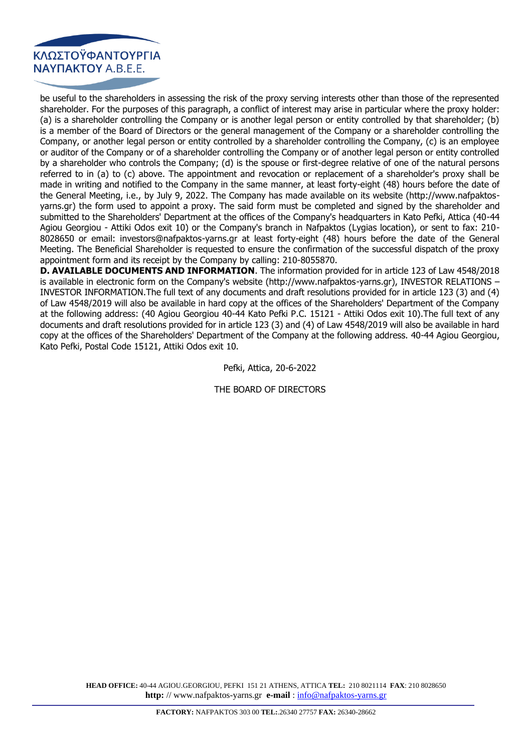be useful to the shareholders in assessing the risk of the proxy serving interests other than those of the represented shareholder. For the purposes of this paragraph, a conflict of interest may arise in particular where the proxy holder: (a) is a shareholder controlling the Company or is another legal person or entity controlled by that shareholder; (b) is a member of the Board of Directors or the general management of the Company or a shareholder controlling the Company, or another legal person or entity controlled by a shareholder controlling the Company, (c) is an employee or auditor of the Company or of a shareholder controlling the Company or of another legal person or entity controlled by a shareholder who controls the Company; (d) is the spouse or first-degree relative of one of the natural persons referred to in (a) to (c) above. The appointment and revocation or replacement of a shareholder's proxy shall be made in writing and notified to the Company in the same manner, at least forty-eight (48) hours before the date of the General Meeting, i.e., by July 9, 2022. The Company has made available on its website (http://www.nafpaktos-yarns.gr) the form used to appoint a proxy. The said form must be completed and signed by the shareholder and submitted to the Shareholders' Department at the offices of the Company's headquarters in Kato Pefki, Attica (40-44 Agiou Georgiou - Attiki Odos exit 10) or the Company's branch in Nafpaktos (Lygias location), or sent to fax: 210-8028650 or email: investors@nafpaktos-yarns.gr at least forty-eight (48) hours before the date of the General Meeting. The Beneficial Shareholder is requested to ensure the confirmation of the successful dispatch of the proxy appointment form and its receipt by the Company by calling: 210-8055870.

**D. AVAILABLE DOCUMENTS AND INFORMATION**. The information provided for in article 123 of Law 4548/2018 is available in electronic form on the Company's website (http://www.nafpaktos-yarns.gr), INVESTOR RELATIONS – INVESTOR INFORMATION.The full text of any documents and draft resolutions provided for in article 123 (3) and (4) of Law 4548/2019 will also be available in hard copy at the offices of the Shareholders' Department of the Company at the following address: (40 Agiou Georgiou 40-44 Kato Pefki P.C. 15121 - Attiki Odos exit 10).The full text of any documents and draft resolutions provided for in article 123 (3) and (4) of Law 4548/2019 will also be available in hard copy at the offices of the Shareholders' Department of the Company at the following address. 40-44 Agiou Georgiou, Kato Pefki, Postal Code 15121, Attiki Odos exit 10.

Pefki, Attica, 20-6-2022

THE BOARD OF DIRECTORS